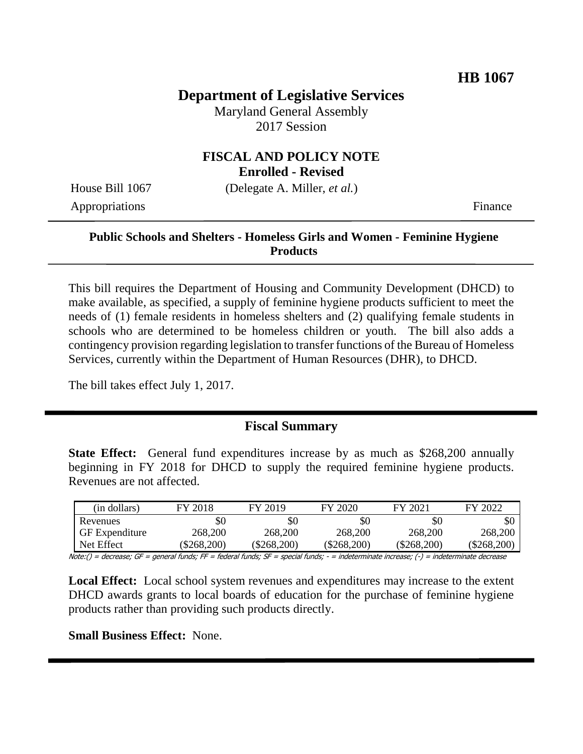**HB 1067**

# Department of Legislative Services

Maryland General Assembly
2017 Session

## FISCAL AND POLICY NOTE
**Enrolled - Revised**

House Bill 1067 (Delegate A. Miller, *et al.*)
Appropriations Finance

**Public Schools and Shelters - Homeless Girls and Women - Feminine Hygiene Products**

This bill requires the Department of Housing and Community Development (DHCD) to make available, as specified, a supply of feminine hygiene products sufficient to meet the needs of (1) female residents in homeless shelters and (2) qualifying female students in schools who are determined to be homeless children or youth. The bill also adds a contingency provision regarding legislation to transfer functions of the Bureau of Homeless Services, currently within the Department of Human Resources (DHR), to DHCD.

The bill takes effect July 1, 2017.

## Fiscal Summary

**State Effect:** General fund expenditures increase by as much as $268,200 annually beginning in FY 2018 for DHCD to supply the required feminine hygiene products. Revenues are not affected.

| (in dollars) | FY 2018 | FY 2019 | FY 2020 | FY 2021 | FY 2022 |
|---|---|---|---|---|---|
| Revenues | $0 | $0 | $0 | $0 | $0 |
| GF Expenditure | 268,200 | 268,200 | 268,200 | 268,200 | 268,200 |
| Net Effect | ($268,200) | ($268,200) | ($268,200) | ($268,200) | ($268,200) |

Note:() = decrease; GF = general funds; FF = federal funds; SF = special funds; - = indeterminate increase; (-) = indeterminate decrease

**Local Effect:** Local school system revenues and expenditures may increase to the extent DHCD awards grants to local boards of education for the purchase of feminine hygiene products rather than providing such products directly.

**Small Business Effect:** None.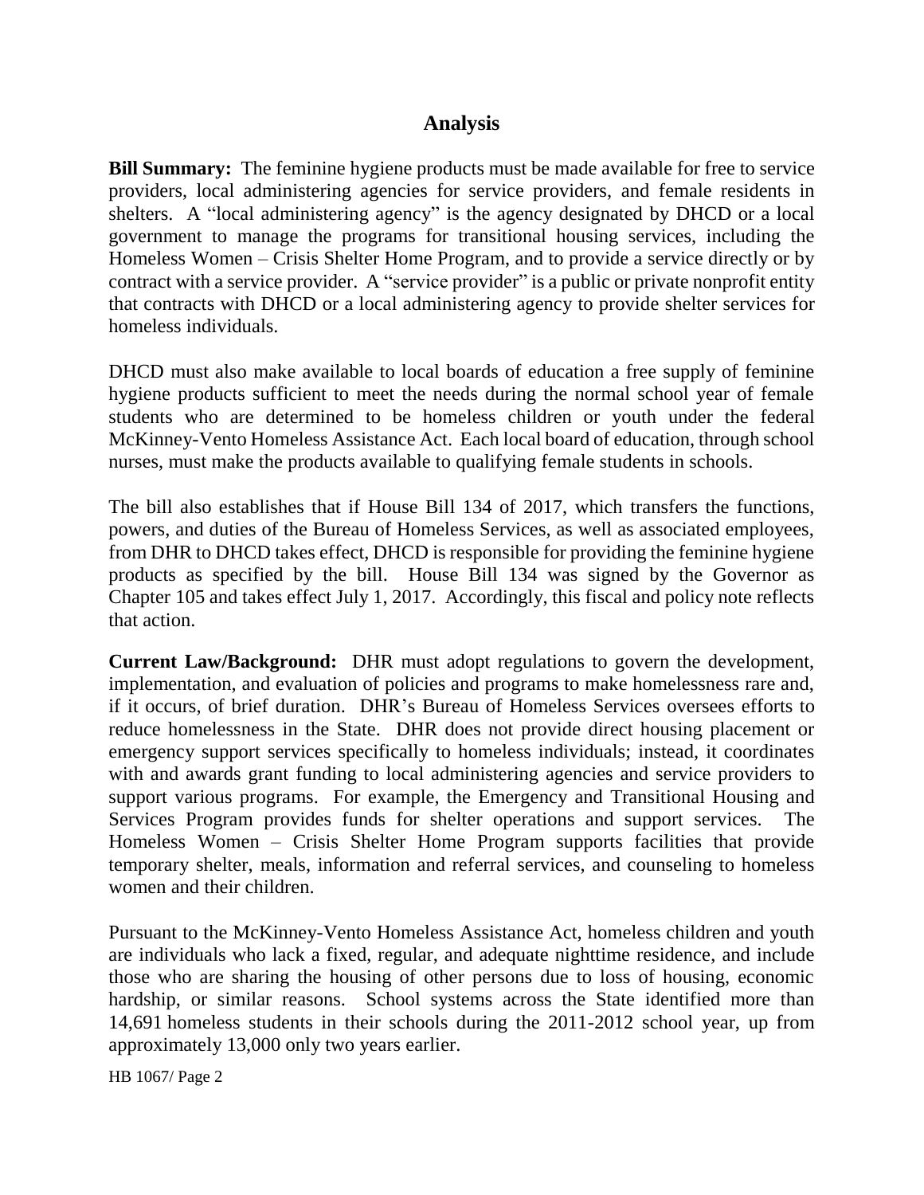## Analysis

**Bill Summary:** The feminine hygiene products must be made available for free to service providers, local administering agencies for service providers, and female residents in shelters. A "local administering agency" is the agency designated by DHCD or a local government to manage the programs for transitional housing services, including the Homeless Women – Crisis Shelter Home Program, and to provide a service directly or by contract with a service provider. A "service provider" is a public or private nonprofit entity that contracts with DHCD or a local administering agency to provide shelter services for homeless individuals.

DHCD must also make available to local boards of education a free supply of feminine hygiene products sufficient to meet the needs during the normal school year of female students who are determined to be homeless children or youth under the federal McKinney-Vento Homeless Assistance Act. Each local board of education, through school nurses, must make the products available to qualifying female students in schools.

The bill also establishes that if House Bill 134 of 2017, which transfers the functions, powers, and duties of the Bureau of Homeless Services, as well as associated employees, from DHR to DHCD takes effect, DHCD is responsible for providing the feminine hygiene products as specified by the bill. House Bill 134 was signed by the Governor as Chapter 105 and takes effect July 1, 2017. Accordingly, this fiscal and policy note reflects that action.

**Current Law/Background:** DHR must adopt regulations to govern the development, implementation, and evaluation of policies and programs to make homelessness rare and, if it occurs, of brief duration. DHR's Bureau of Homeless Services oversees efforts to reduce homelessness in the State. DHR does not provide direct housing placement or emergency support services specifically to homeless individuals; instead, it coordinates with and awards grant funding to local administering agencies and service providers to support various programs. For example, the Emergency and Transitional Housing and Services Program provides funds for shelter operations and support services. The Homeless Women – Crisis Shelter Home Program supports facilities that provide temporary shelter, meals, information and referral services, and counseling to homeless women and their children.

Pursuant to the McKinney-Vento Homeless Assistance Act, homeless children and youth are individuals who lack a fixed, regular, and adequate nighttime residence, and include those who are sharing the housing of other persons due to loss of housing, economic hardship, or similar reasons. School systems across the State identified more than 14,691 homeless students in their schools during the 2011-2012 school year, up from approximately 13,000 only two years earlier.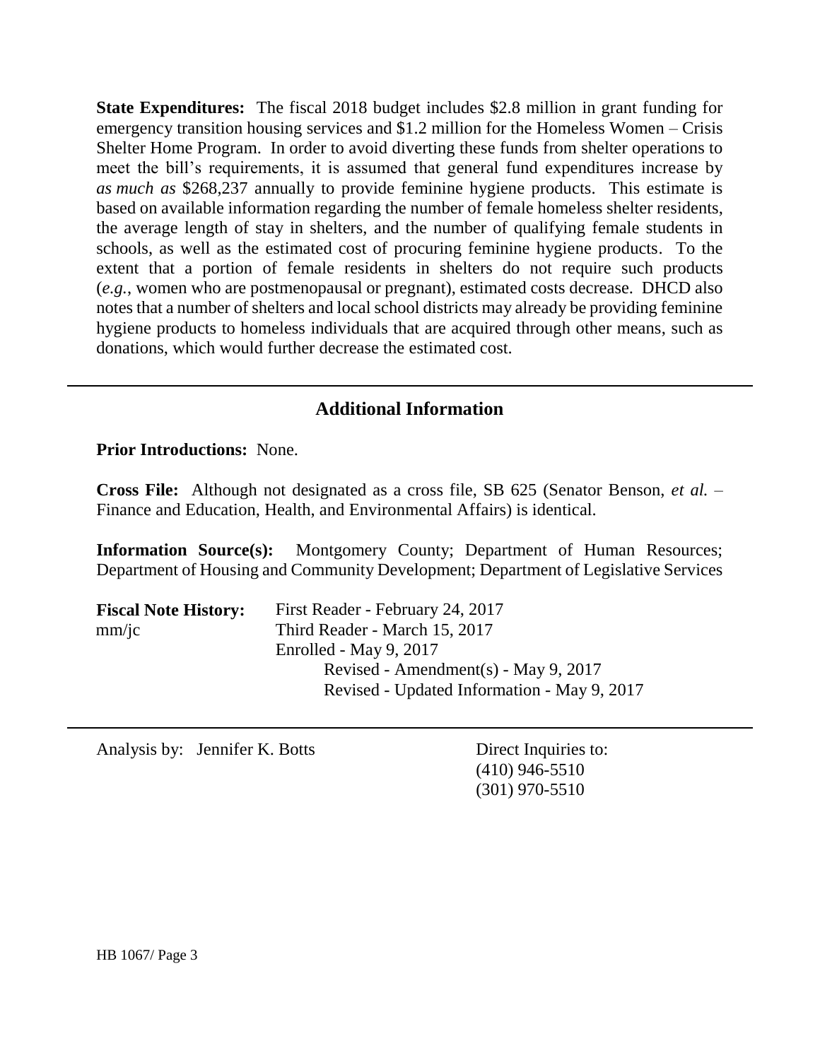**State Expenditures:** The fiscal 2018 budget includes $2.8 million in grant funding for emergency transition housing services and $1.2 million for the Homeless Women – Crisis Shelter Home Program. In order to avoid diverting these funds from shelter operations to meet the bill's requirements, it is assumed that general fund expenditures increase by *as much as* $268,237 annually to provide feminine hygiene products. This estimate is based on available information regarding the number of female homeless shelter residents, the average length of stay in shelters, and the number of qualifying female students in schools, as well as the estimated cost of procuring feminine hygiene products. To the extent that a portion of female residents in shelters do not require such products (*e.g.*, women who are postmenopausal or pregnant), estimated costs decrease. DHCD also notes that a number of shelters and local school districts may already be providing feminine hygiene products to homeless individuals that are acquired through other means, such as donations, which would further decrease the estimated cost.

## Additional Information

**Prior Introductions:** None.

**Cross File:** Although not designated as a cross file, SB 625 (Senator Benson, *et al.* – Finance and Education, Health, and Environmental Affairs) is identical.

**Information Source(s):** Montgomery County; Department of Human Resources; Department of Housing and Community Development; Department of Legislative Services

**Fiscal Note History:** First Reader - February 24, 2017
mm/jc Third Reader - March 15, 2017
Enrolled - May 9, 2017
Revised - Amendment(s) - May 9, 2017
Revised - Updated Information - May 9, 2017

Analysis by: Jennifer K. Botts

Direct Inquiries to:
(410) 946-5510
(301) 970-5510